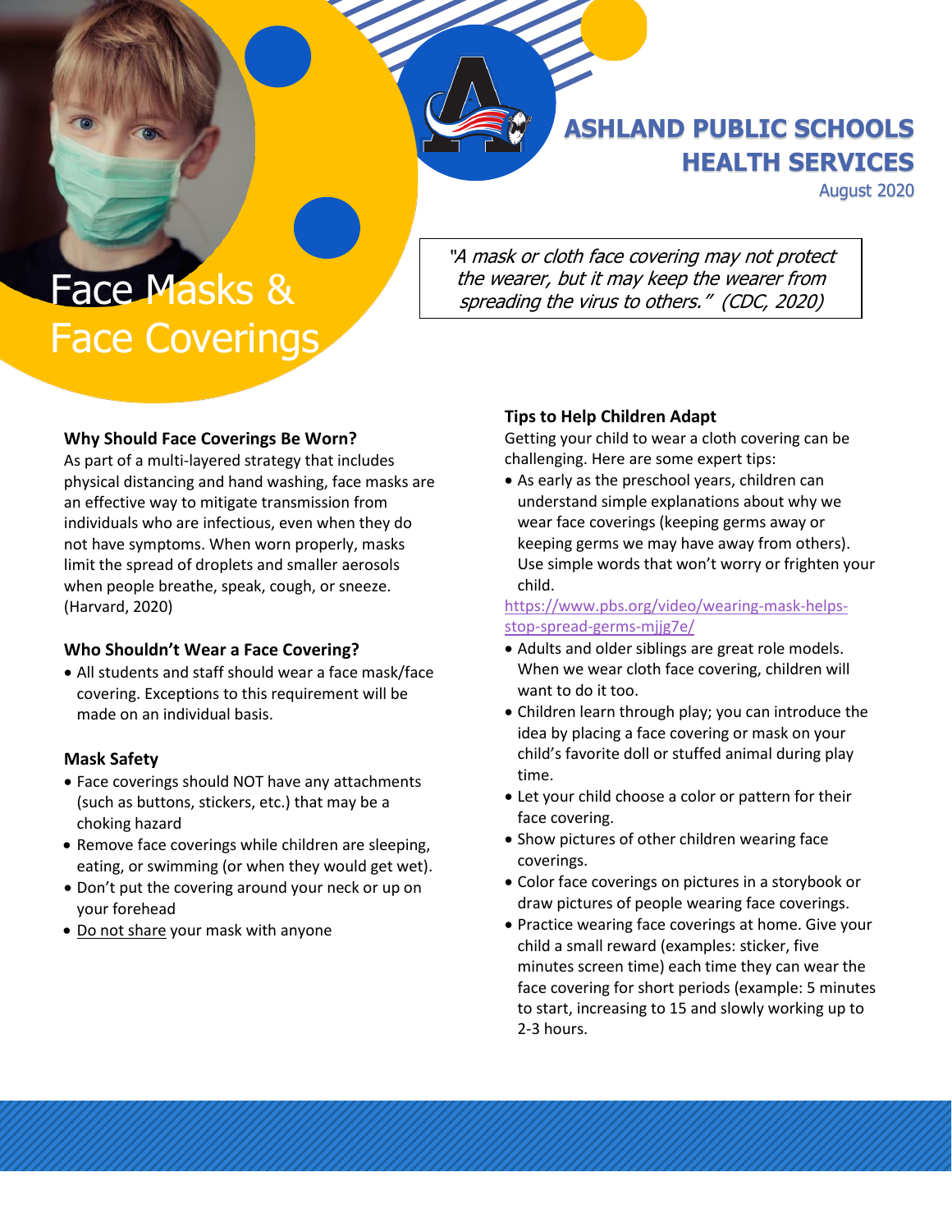# ASHLAND PUBLIC SCHOOLS HEALTH SERVICES

August 2020

# Face Masks & Face Coverings

> *"A mask or cloth face covering may not protect the wearer, but it may keep the wearer from spreading the virus to others." (CDC, 2020)*

### Why Should Face Coverings Be Worn?

As part of a multi-layered strategy that includes physical distancing and hand washing, face masks are an effective way to mitigate transmission from individuals who are infectious, even when they do not have symptoms. When worn properly, masks limit the spread of droplets and smaller aerosols when people breathe, speak, cough, or sneeze. (Harvard, 2020)

### Who Shouldn't Wear a Face Covering?

- All students and staff should wear a face mask/face covering. Exceptions to this requirement will be made on an individual basis.

### Mask Safety

- Face coverings should NOT have any attachments (such as buttons, stickers, etc.) that may be a choking hazard
- Remove face coverings while children are sleeping, eating, or swimming (or when they would get wet).
- Don't put the covering around your neck or up on your forehead
- <u>Do not share</u> your mask with anyone

### Tips to Help Children Adapt

Getting your child to wear a cloth covering can be challenging. Here are some expert tips:

- As early as the preschool years, children can understand simple explanations about why we wear face coverings (keeping germs away or keeping germs we may have away from others). Use simple words that won't worry or frighten your child.

https://www.pbs.org/video/wearing-mask-helps-stop-spread-germs-mjjg7e/

- Adults and older siblings are great role models. When we wear cloth face covering, children will want to do it too.
- Children learn through play; you can introduce the idea by placing a face covering or mask on your child's favorite doll or stuffed animal during play time.
- Let your child choose a color or pattern for their face covering.
- Show pictures of other children wearing face coverings.
- Color face coverings on pictures in a storybook or draw pictures of people wearing face coverings.
- Practice wearing face coverings at home. Give your child a small reward (examples: sticker, five minutes screen time) each time they can wear the face covering for short periods (example: 5 minutes to start, increasing to 15 and slowly working up to 2-3 hours.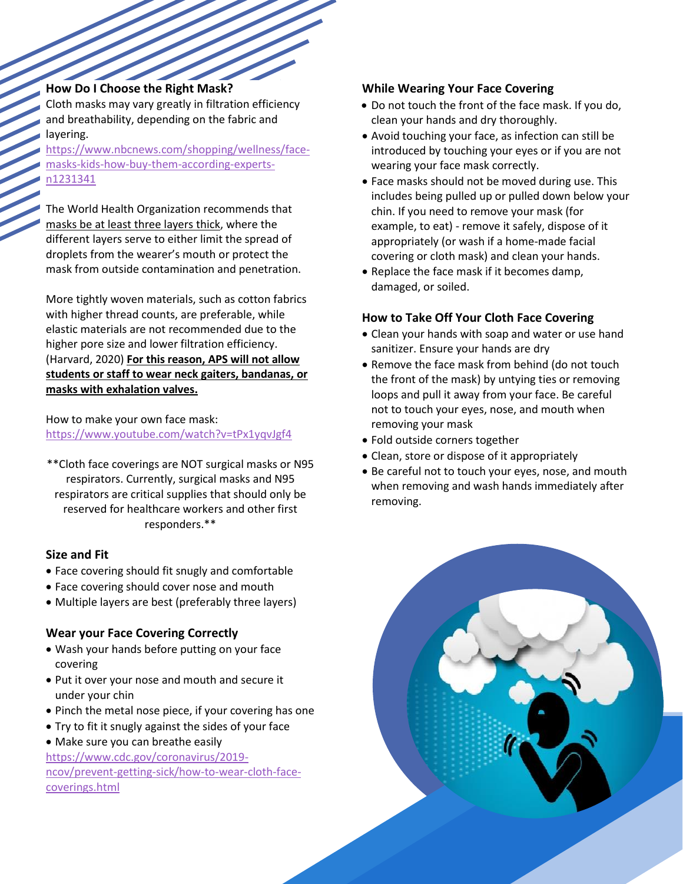## How Do I Choose the Right Mask?

Cloth masks may vary greatly in filtration efficiency and breathability, depending on the fabric and layering.
https://www.nbcnews.com/shopping/wellness/face-masks-kids-how-buy-them-according-experts-n1231341

The World Health Organization recommends that masks be at least three layers thick, where the different layers serve to either limit the spread of droplets from the wearer's mouth or protect the mask from outside contamination and penetration.

More tightly woven materials, such as cotton fabrics with higher thread counts, are preferable, while elastic materials are not recommended due to the higher pore size and lower filtration efficiency. (Harvard, 2020) **For this reason, APS will not allow students or staff to wear neck gaiters, bandanas, or masks with exhalation valves.**

How to make your own face mask:
https://www.youtube.com/watch?v=tPx1yqvJgf4

**Cloth face coverings are NOT surgical masks or N95 respirators. Currently, surgical masks and N95 respirators are critical supplies that should only be reserved for healthcare workers and other first responders.**

## Size and Fit

- Face covering should fit snugly and comfortable
- Face covering should cover nose and mouth
- Multiple layers are best (preferably three layers)

## Wear your Face Covering Correctly

- Wash your hands before putting on your face covering
- Put it over your nose and mouth and secure it under your chin
- Pinch the metal nose piece, if your covering has one
- Try to fit it snugly against the sides of your face
- Make sure you can breathe easily

https://www.cdc.gov/coronavirus/2019-ncov/prevent-getting-sick/how-to-wear-cloth-face-coverings.html

## While Wearing Your Face Covering

- Do not touch the front of the face mask. If you do, clean your hands and dry thoroughly.
- Avoid touching your face, as infection can still be introduced by touching your eyes or if you are not wearing your face mask correctly.
- Face masks should not be moved during use. This includes being pulled up or pulled down below your chin. If you need to remove your mask (for example, to eat) - remove it safely, dispose of it appropriately (or wash if a home-made facial covering or cloth mask) and clean your hands.
- Replace the face mask if it becomes damp, damaged, or soiled.

## How to Take Off Your Cloth Face Covering

- Clean your hands with soap and water or use hand sanitizer. Ensure your hands are dry
- Remove the face mask from behind (do not touch the front of the mask) by untying ties or removing loops and pull it away from your face. Be careful not to touch your eyes, nose, and mouth when removing your mask
- Fold outside corners together
- Clean, store or dispose of it appropriately
- Be careful not to touch your eyes, nose, and mouth when removing and wash hands immediately after removing.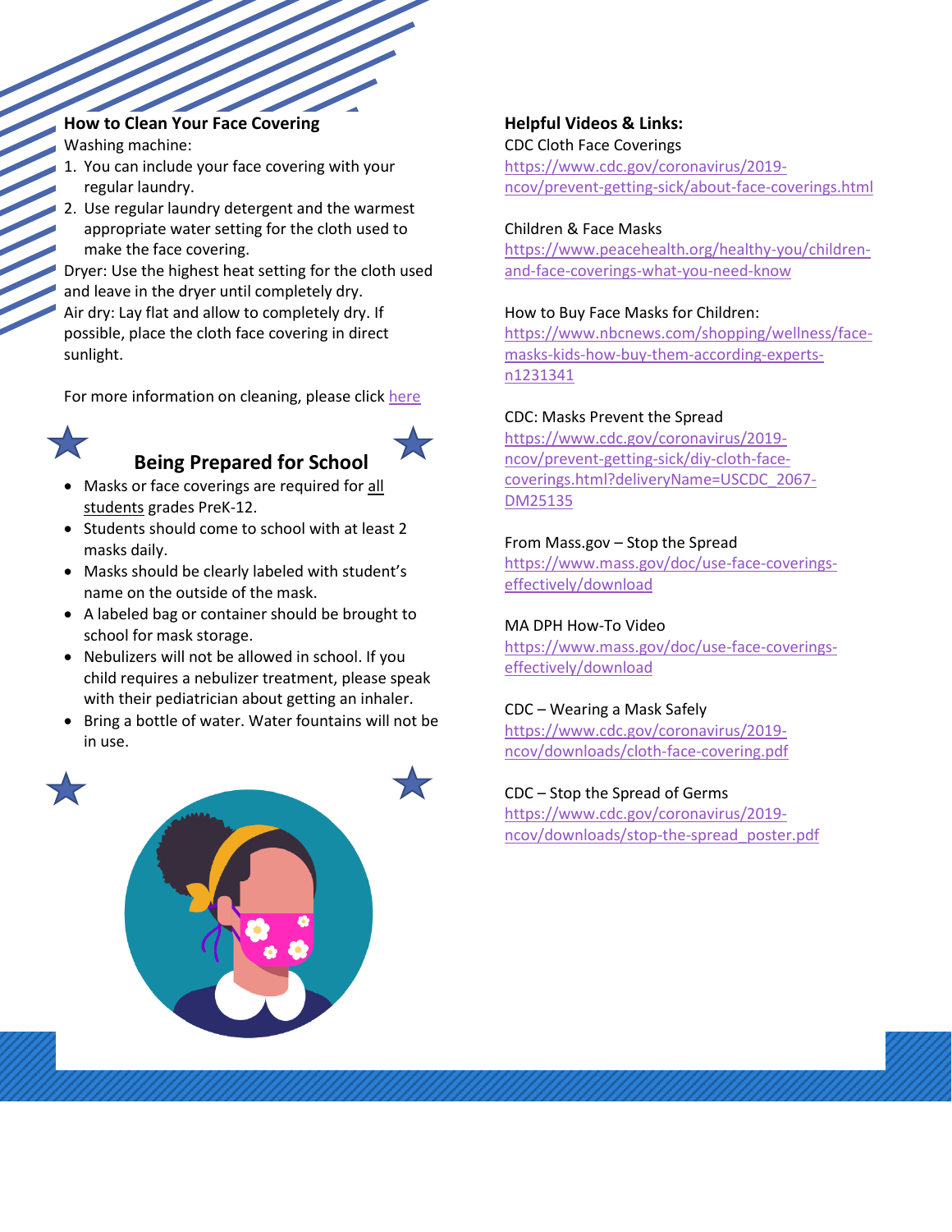## How to Clean Your Face Covering

Washing machine:

1. You can include your face covering with your regular laundry.
2. Use regular laundry detergent and the warmest appropriate water setting for the cloth used to make the face covering.

Dryer: Use the highest heat setting for the cloth used and leave in the dryer until completely dry.

Air dry: Lay flat and allow to completely dry. If possible, place the cloth face covering in direct sunlight.

For more information on cleaning, please click here

## Being Prepared for School

- Masks or face coverings are required for all students grades PreK-12.
- Students should come to school with at least 2 masks daily.
- Masks should be clearly labeled with student's name on the outside of the mask.
- A labeled bag or container should be brought to school for mask storage.
- Nebulizers will not be allowed in school. If you child requires a nebulizer treatment, please speak with their pediatrician about getting an inhaler.
- Bring a bottle of water. Water fountains will not be in use.

## Helpful Videos & Links:

CDC Cloth Face Coverings
https://www.cdc.gov/coronavirus/2019-ncov/prevent-getting-sick/about-face-coverings.html

Children & Face Masks
https://www.peacehealth.org/healthy-you/children-and-face-coverings-what-you-need-know

How to Buy Face Masks for Children:
https://www.nbcnews.com/shopping/wellness/face-masks-kids-how-buy-them-according-experts-n1231341

CDC: Masks Prevent the Spread
https://www.cdc.gov/coronavirus/2019-ncov/prevent-getting-sick/diy-cloth-face-coverings.html?deliveryName=USCDC_2067-DM25135

From Mass.gov – Stop the Spread
https://www.mass.gov/doc/use-face-coverings-effectively/download

MA DPH How-To Video
https://www.mass.gov/doc/use-face-coverings-effectively/download

CDC – Wearing a Mask Safely
https://www.cdc.gov/coronavirus/2019-ncov/downloads/cloth-face-covering.pdf

CDC – Stop the Spread of Germs
https://www.cdc.gov/coronavirus/2019-ncov/downloads/stop-the-spread_poster.pdf